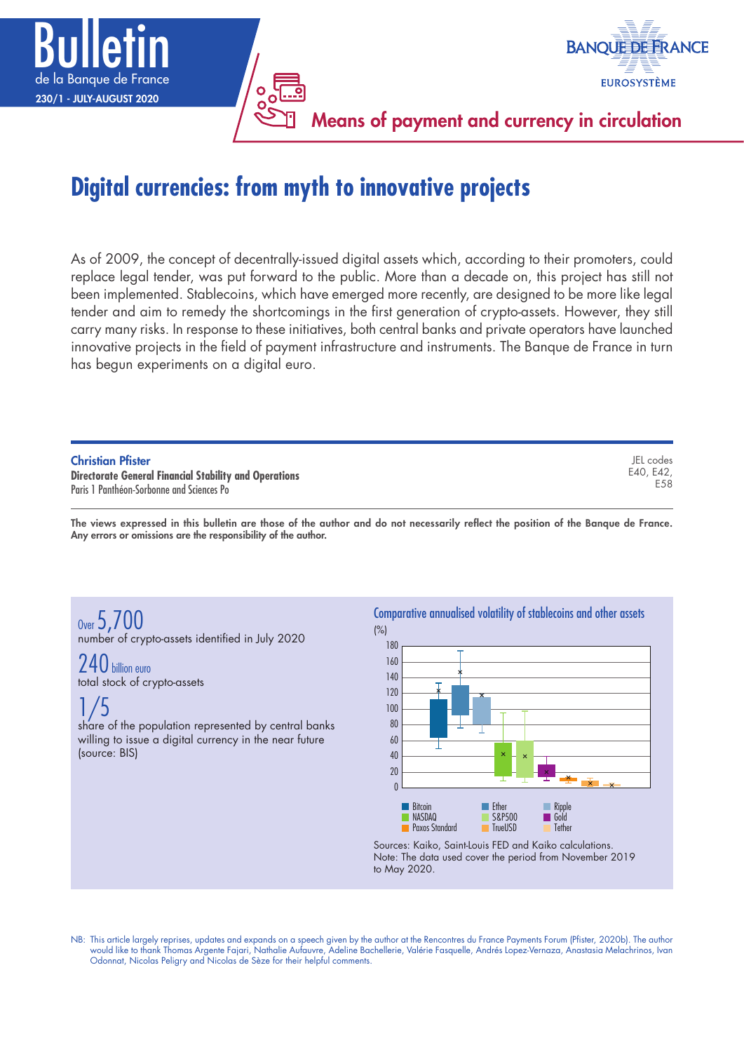Bulletin de la Banque de France
230/1 - JULY-AUGUST 2020

Means of payment and currency in circulation

# Digital currencies: from myth to innovative projects

As of 2009, the concept of decentrally-issued digital assets which, according to their promoters, could replace legal tender, was put forward to the public. More than a decade on, this project has still not been implemented. Stablecoins, which have emerged more recently, are designed to be more like legal tender and aim to remedy the shortcomings in the first generation of crypto-assets. However, they still carry many risks. In response to these initiatives, both central banks and private operators have launched innovative projects in the field of payment infrastructure and instruments. The Banque de France in turn has begun experiments on a digital euro.

**Christian Pfister**
**Directorate General Financial Stability and Operations**
Paris 1 Panthéon-Sorbonne and Sciences Po

JEL codes
E40, E42,
E58

**The views expressed in this bulletin are those of the author and do not necessarily reflect the position of the Banque de France. Any errors or omissions are the responsibility of the author.**

Over **5,700**
number of crypto-assets identified in July 2020

**240** billion euro
total stock of crypto-assets

**1/5**
share of the population represented by central banks willing to issue a digital currency in the near future (source: BIS)

**Comparative annualised volatility of stablecoins and other assets**
(%)

Legend: Bitcoin, Ether, Ripple, NASDAQ, S&P500, Gold, Paxos Standard, TrueUSD, Tether

Sources: Kaiko, Saint-Louis FED and Kaiko calculations.
Note: The data used cover the period from November 2019 to May 2020.

NB: This article largely reprises, updates and expands on a speech given by the author at the Rencontres du France Payments Forum (Pfister, 2020b). The author would like to thank Thomas Argente Fajari, Nathalie Aufauvre, Adeline Bachellerie, Valérie Fasquelle, Andrés Lopez-Vernaza, Anastasia Melachrinos, Ivan Odonnat, Nicolas Peligry and Nicolas de Sèze for their helpful comments.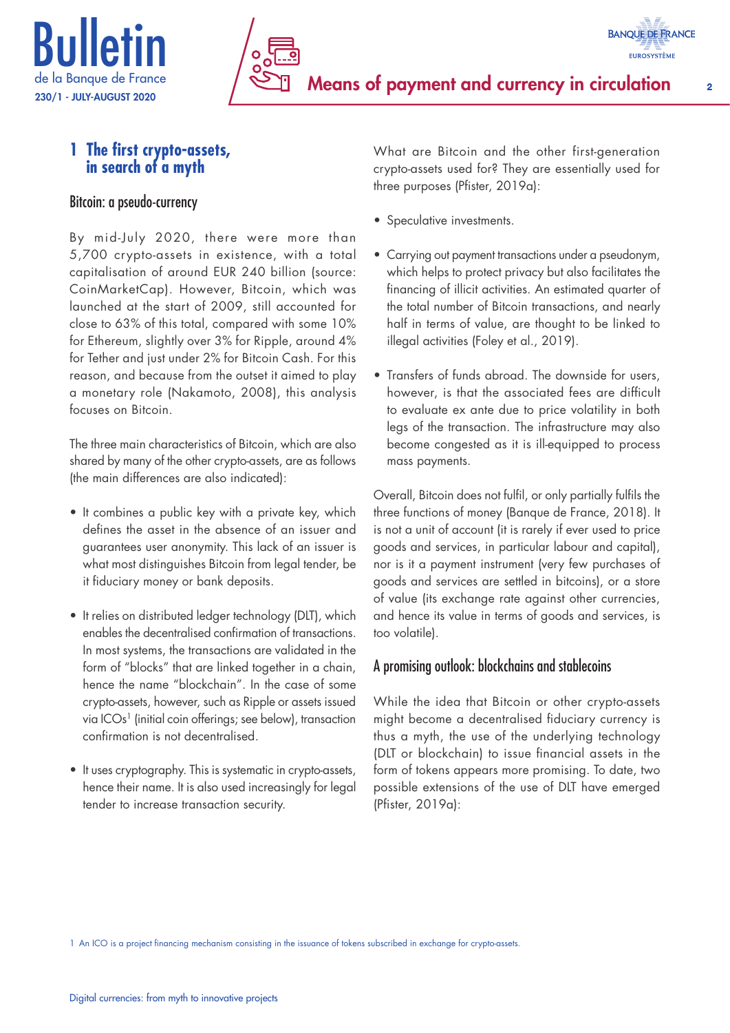## 1 The first crypto-assets, in search of a myth

### Bitcoin: a pseudo-currency

By mid-July 2020, there were more than 5,700 crypto-assets in existence, with a total capitalisation of around EUR 240 billion (source: CoinMarketCap). However, Bitcoin, which was launched at the start of 2009, still accounted for close to 63% of this total, compared with some 10% for Ethereum, slightly over 3% for Ripple, around 4% for Tether and just under 2% for Bitcoin Cash. For this reason, and because from the outset it aimed to play a monetary role (Nakamoto, 2008), this analysis focuses on Bitcoin.

The three main characteristics of Bitcoin, which are also shared by many of the other crypto-assets, are as follows (the main differences are also indicated):

- It combines a public key with a private key, which defines the asset in the absence of an issuer and guarantees user anonymity. This lack of an issuer is what most distinguishes Bitcoin from legal tender, be it fiduciary money or bank deposits.
- It relies on distributed ledger technology (DLT), which enables the decentralised confirmation of transactions. In most systems, the transactions are validated in the form of "blocks" that are linked together in a chain, hence the name "blockchain". In the case of some crypto-assets, however, such as Ripple or assets issued via ICOs[1] (initial coin offerings; see below), transaction confirmation is not decentralised.
- It uses cryptography. This is systematic in crypto-assets, hence their name. It is also used increasingly for legal tender to increase transaction security.

What are Bitcoin and the other first-generation crypto-assets used for? They are essentially used for three purposes (Pfister, 2019a):

- Speculative investments.
- Carrying out payment transactions under a pseudonym, which helps to protect privacy but also facilitates the financing of illicit activities. An estimated quarter of the total number of Bitcoin transactions, and nearly half in terms of value, are thought to be linked to illegal activities (Foley et al., 2019).
- Transfers of funds abroad. The downside for users, however, is that the associated fees are difficult to evaluate ex ante due to price volatility in both legs of the transaction. The infrastructure may also become congested as it is ill-equipped to process mass payments.

Overall, Bitcoin does not fulfil, or only partially fulfils the three functions of money (Banque de France, 2018). It is not a unit of account (it is rarely if ever used to price goods and services, in particular labour and capital), nor is it a payment instrument (very few purchases of goods and services are settled in bitcoins), or a store of value (its exchange rate against other currencies, and hence its value in terms of goods and services, is too volatile).

### A promising outlook: blockchains and stablecoins

While the idea that Bitcoin or other crypto-assets might become a decentralised fiduciary currency is thus a myth, the use of the underlying technology (DLT or blockchain) to issue financial assets in the form of tokens appears more promising. To date, two possible extensions of the use of DLT have emerged (Pfister, 2019a):

[1] An ICO is a project financing mechanism consisting in the issuance of tokens subscribed in exchange for crypto-assets.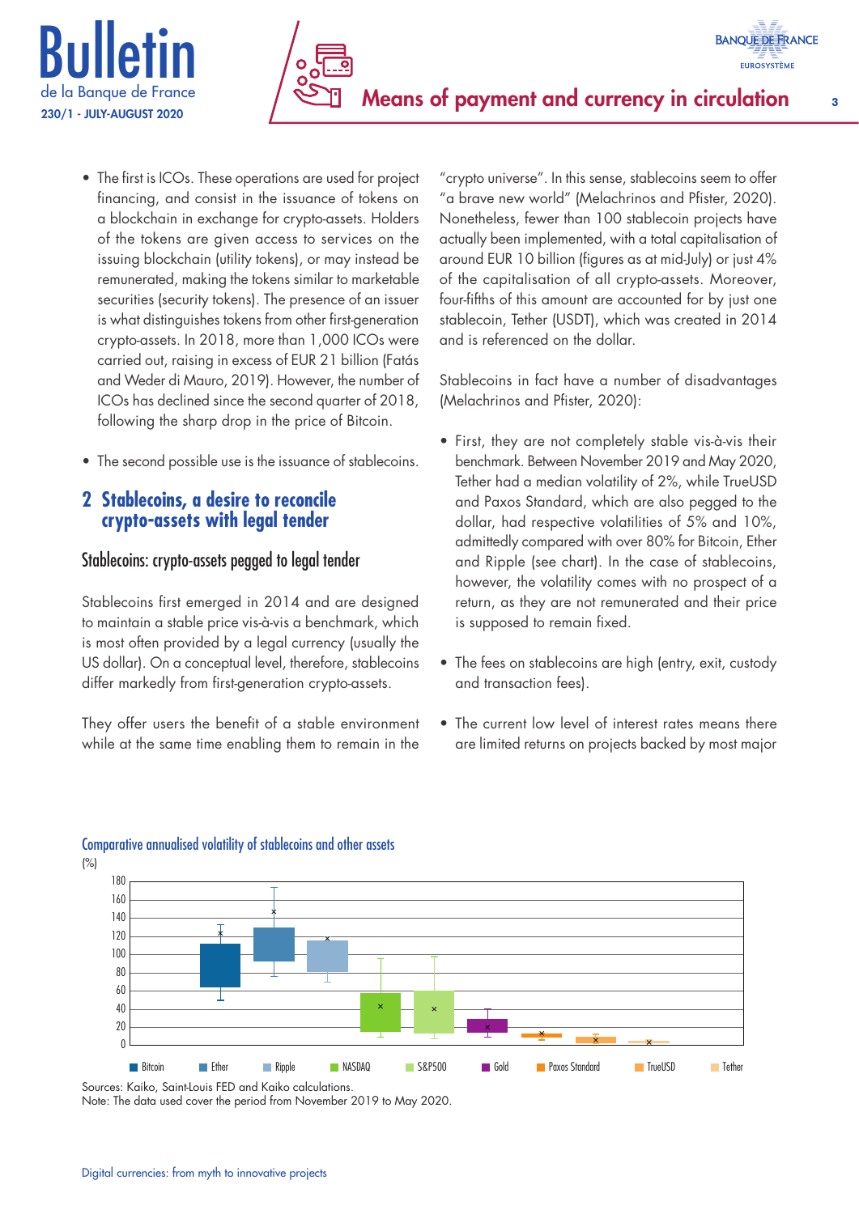- The first is ICOs. These operations are used for project financing, and consist in the issuance of tokens on a blockchain in exchange for crypto-assets. Holders of the tokens are given access to services on the issuing blockchain (utility tokens), or may instead be remunerated, making the tokens similar to marketable securities (security tokens). The presence of an issuer is what distinguishes tokens from other first-generation crypto-assets. In 2018, more than 1,000 ICOs were carried out, raising in excess of EUR 21 billion (Fatás and Weder di Mauro, 2019). However, the number of ICOs has declined since the second quarter of 2018, following the sharp drop in the price of Bitcoin.
- The second possible use is the issuance of stablecoins.

## 2 Stablecoins, a desire to reconcile crypto-assets with legal tender

### Stablecoins: crypto-assets pegged to legal tender

Stablecoins first emerged in 2014 and are designed to maintain a stable price vis-à-vis a benchmark, which is most often provided by a legal currency (usually the US dollar). On a conceptual level, therefore, stablecoins differ markedly from first-generation crypto-assets.

They offer users the benefit of a stable environment while at the same time enabling them to remain in the "crypto universe". In this sense, stablecoins seem to offer "a brave new world" (Melachrinos and Pfister, 2020). Nonetheless, fewer than 100 stablecoin projects have actually been implemented, with a total capitalisation of around EUR 10 billion (figures as at mid-July) or just 4% of the capitalisation of all crypto-assets. Moreover, four-fifths of this amount are accounted for by just one stablecoin, Tether (USDT), which was created in 2014 and is referenced on the dollar.

Stablecoins in fact have a number of disadvantages (Melachrinos and Pfister, 2020):

- First, they are not completely stable vis-à-vis their benchmark. Between November 2019 and May 2020, Tether had a median volatility of 2%, while TrueUSD and Paxos Standard, which are also pegged to the dollar, had respective volatilities of 5% and 10%, admittedly compared with over 80% for Bitcoin, Ether and Ripple (see chart). In the case of stablecoins, however, the volatility comes with no prospect of a return, as they are not remunerated and their price is supposed to remain fixed.
- The fees on stablecoins are high (entry, exit, custody and transaction fees).
- The current low level of interest rates means there are limited returns on projects backed by most major

**Comparative annualised volatility of stablecoins and other assets**

(%)

Legend: Bitcoin, Ether, Ripple, NASDAQ, S&P500, Gold, Paxos Standard, TrueUSD, Tether

Sources: Kaiko, Saint-Louis FED and Kaiko calculations.
Note: The data used cover the period from November 2019 to May 2020.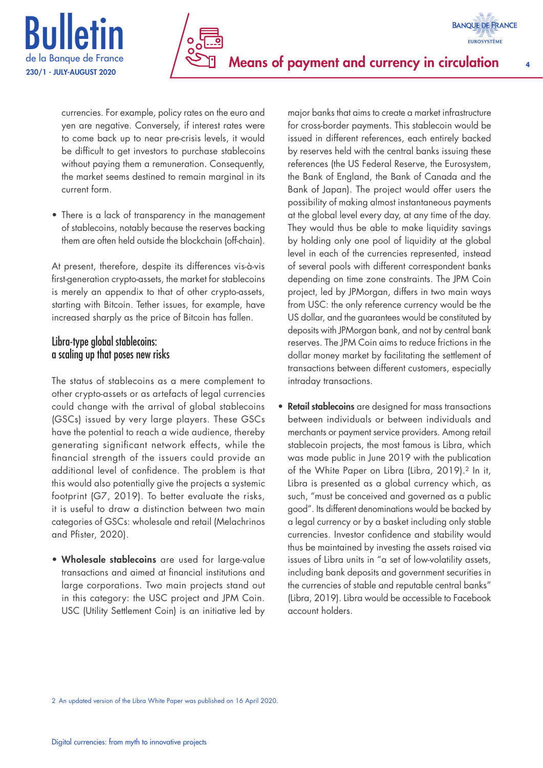currencies. For example, policy rates on the euro and yen are negative. Conversely, if interest rates were to come back up to near pre-crisis levels, it would be difficult to get investors to purchase stablecoins without paying them a remuneration. Consequently, the market seems destined to remain marginal in its current form.

- There is a lack of transparency in the management of stablecoins, notably because the reserves backing them are often held outside the blockchain (off-chain).

At present, therefore, despite its differences vis-à-vis first-generation crypto-assets, the market for stablecoins is merely an appendix to that of other crypto-assets, starting with Bitcoin. Tether issues, for example, have increased sharply as the price of Bitcoin has fallen.

## Libra-type global stablecoins: a scaling up that poses new risks

The status of stablecoins as a mere complement to other crypto-assets or as artefacts of legal currencies could change with the arrival of global stablecoins (GSCs) issued by very large players. These GSCs have the potential to reach a wide audience, thereby generating significant network effects, while the financial strength of the issuers could provide an additional level of confidence. The problem is that this would also potentially give the projects a systemic footprint (G7, 2019). To better evaluate the risks, it is useful to draw a distinction between two main categories of GSCs: wholesale and retail (Melachrinos and Pfister, 2020).

- **Wholesale stablecoins** are used for large-value transactions and aimed at financial institutions and large corporations. Two main projects stand out in this category: the USC project and JPM Coin. USC (Utility Settlement Coin) is an initiative led by major banks that aims to create a market infrastructure for cross-border payments. This stablecoin would be issued in different references, each entirely backed by reserves held with the central banks issuing these references (the US Federal Reserve, the Eurosystem, the Bank of England, the Bank of Canada and the Bank of Japan). The project would offer users the possibility of making almost instantaneous payments at the global level every day, at any time of the day. They would thus be able to make liquidity savings by holding only one pool of liquidity at the global level in each of the currencies represented, instead of several pools with different correspondent banks depending on time zone constraints. The JPM Coin project, led by JPMorgan, differs in two main ways from USC: the only reference currency would be the US dollar, and the guarantees would be constituted by deposits with JPMorgan bank, and not by central bank reserves. The JPM Coin aims to reduce frictions in the dollar money market by facilitating the settlement of transactions between different customers, especially intraday transactions.

- **Retail stablecoins** are designed for mass transactions between individuals or between individuals and merchants or payment service providers. Among retail stablecoin projects, the most famous is Libra, which was made public in June 2019 with the publication of the White Paper on Libra (Libra, 2019).[2] In it, Libra is presented as a global currency which, as such, "must be conceived and governed as a public good". Its different denominations would be backed by a legal currency or by a basket including only stable currencies. Investor confidence and stability would thus be maintained by investing the assets raised via issues of Libra units in "a set of low-volatility assets, including bank deposits and government securities in the currencies of stable and reputable central banks" (Libra, 2019). Libra would be accessible to Facebook account holders.

2 An updated version of the Libra White Paper was published on 16 April 2020.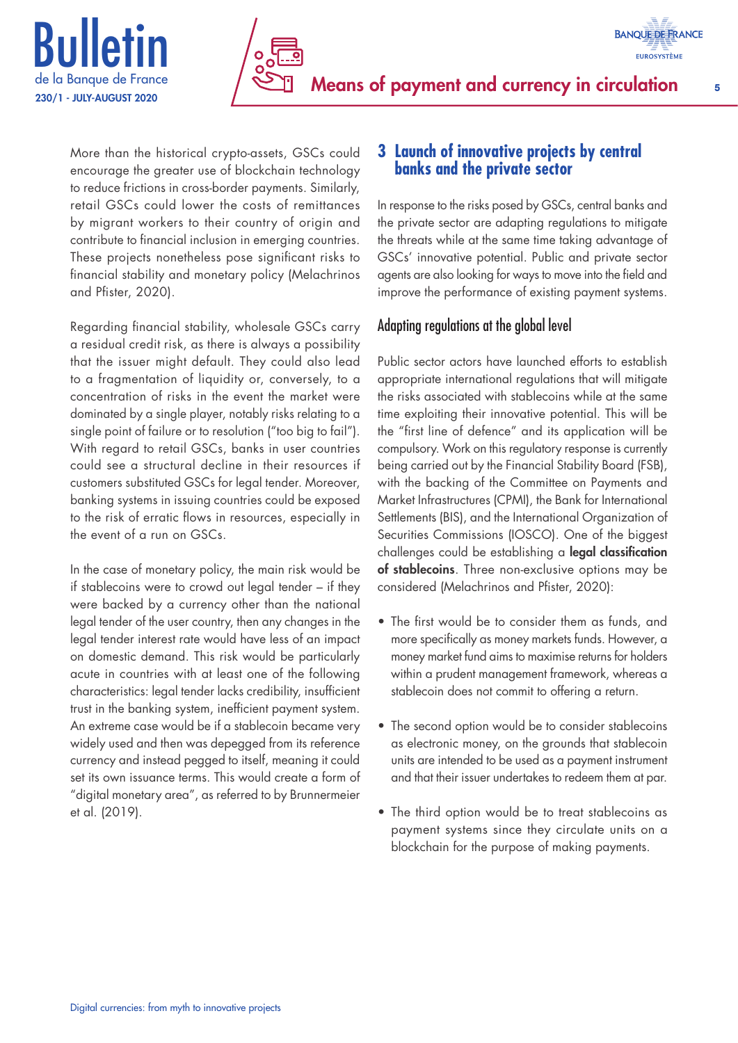More than the historical crypto-assets, GSCs could encourage the greater use of blockchain technology to reduce frictions in cross-border payments. Similarly, retail GSCs could lower the costs of remittances by migrant workers to their country of origin and contribute to financial inclusion in emerging countries. These projects nonetheless pose significant risks to financial stability and monetary policy (Melachrinos and Pfister, 2020).

Regarding financial stability, wholesale GSCs carry a residual credit risk, as there is always a possibility that the issuer might default. They could also lead to a fragmentation of liquidity or, conversely, to a concentration of risks in the event the market were dominated by a single player, notably risks relating to a single point of failure or to resolution ("too big to fail"). With regard to retail GSCs, banks in user countries could see a structural decline in their resources if customers substituted GSCs for legal tender. Moreover, banking systems in issuing countries could be exposed to the risk of erratic flows in resources, especially in the event of a run on GSCs.

In the case of monetary policy, the main risk would be if stablecoins were to crowd out legal tender – if they were backed by a currency other than the national legal tender of the user country, then any changes in the legal tender interest rate would have less of an impact on domestic demand. This risk would be particularly acute in countries with at least one of the following characteristics: legal tender lacks credibility, insufficient trust in the banking system, inefficient payment system. An extreme case would be if a stablecoin became very widely used and then was depegged from its reference currency and instead pegged to itself, meaning it could set its own issuance terms. This would create a form of "digital monetary area", as referred to by Brunnermeier et al. (2019).

## 3 Launch of innovative projects by central banks and the private sector

In response to the risks posed by GSCs, central banks and the private sector are adapting regulations to mitigate the threats while at the same time taking advantage of GSCs' innovative potential. Public and private sector agents are also looking for ways to move into the field and improve the performance of existing payment systems.

### Adapting regulations at the global level

Public sector actors have launched efforts to establish appropriate international regulations that will mitigate the risks associated with stablecoins while at the same time exploiting their innovative potential. This will be the "first line of defence" and its application will be compulsory. Work on this regulatory response is currently being carried out by the Financial Stability Board (FSB), with the backing of the Committee on Payments and Market Infrastructures (CPMI), the Bank for International Settlements (BIS), and the International Organization of Securities Commissions (IOSCO). One of the biggest challenges could be establishing a **legal classification of stablecoins**. Three non-exclusive options may be considered (Melachrinos and Pfister, 2020):

- The first would be to consider them as funds, and more specifically as money markets funds. However, a money market fund aims to maximise returns for holders within a prudent management framework, whereas a stablecoin does not commit to offering a return.

- The second option would be to consider stablecoins as electronic money, on the grounds that stablecoin units are intended to be used as a payment instrument and that their issuer undertakes to redeem them at par.

- The third option would be to treat stablecoins as payment systems since they circulate units on a blockchain for the purpose of making payments.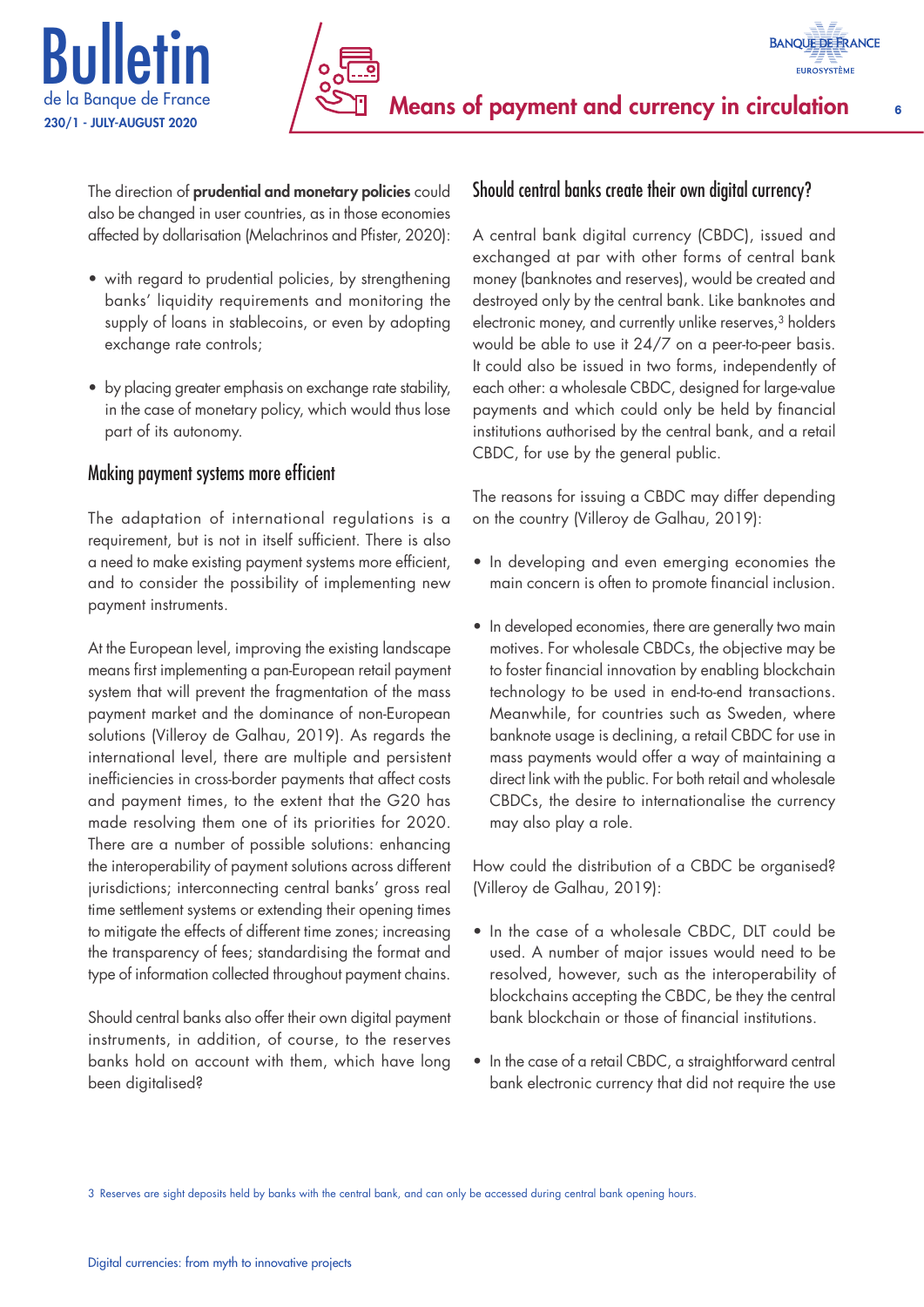The direction of **prudential and monetary policies** could also be changed in user countries, as in those economies affected by dollarisation (Melachrinos and Pfister, 2020):

- with regard to prudential policies, by strengthening banks' liquidity requirements and monitoring the supply of loans in stablecoins, or even by adopting exchange rate controls;
- by placing greater emphasis on exchange rate stability, in the case of monetary policy, which would thus lose part of its autonomy.

## Making payment systems more efficient

The adaptation of international regulations is a requirement, but is not in itself sufficient. There is also a need to make existing payment systems more efficient, and to consider the possibility of implementing new payment instruments.

At the European level, improving the existing landscape means first implementing a pan-European retail payment system that will prevent the fragmentation of the mass payment market and the dominance of non-European solutions (Villeroy de Galhau, 2019). As regards the international level, there are multiple and persistent inefficiencies in cross-border payments that affect costs and payment times, to the extent that the G20 has made resolving them one of its priorities for 2020. There are a number of possible solutions: enhancing the interoperability of payment solutions across different jurisdictions; interconnecting central banks' gross real time settlement systems or extending their opening times to mitigate the effects of different time zones; increasing the transparency of fees; standardising the format and type of information collected throughout payment chains.

Should central banks also offer their own digital payment instruments, in addition, of course, to the reserves banks hold on account with them, which have long been digitalised?

## Should central banks create their own digital currency?

A central bank digital currency (CBDC), issued and exchanged at par with other forms of central bank money (banknotes and reserves), would be created and destroyed only by the central bank. Like banknotes and electronic money, and currently unlike reserves,[3] holders would be able to use it 24/7 on a peer-to-peer basis. It could also be issued in two forms, independently of each other: a wholesale CBDC, designed for large-value payments and which could only be held by financial institutions authorised by the central bank, and a retail CBDC, for use by the general public.

The reasons for issuing a CBDC may differ depending on the country (Villeroy de Galhau, 2019):

- In developing and even emerging economies the main concern is often to promote financial inclusion.
- In developed economies, there are generally two main motives. For wholesale CBDCs, the objective may be to foster financial innovation by enabling blockchain technology to be used in end-to-end transactions. Meanwhile, for countries such as Sweden, where banknote usage is declining, a retail CBDC for use in mass payments would offer a way of maintaining a direct link with the public. For both retail and wholesale CBDCs, the desire to internationalise the currency may also play a role.

How could the distribution of a CBDC be organised? (Villeroy de Galhau, 2019):

- In the case of a wholesale CBDC, DLT could be used. A number of major issues would need to be resolved, however, such as the interoperability of blockchains accepting the CBDC, be they the central bank blockchain or those of financial institutions.
- In the case of a retail CBDC, a straightforward central bank electronic currency that did not require the use

3 Reserves are sight deposits held by banks with the central bank, and can only be accessed during central bank opening hours.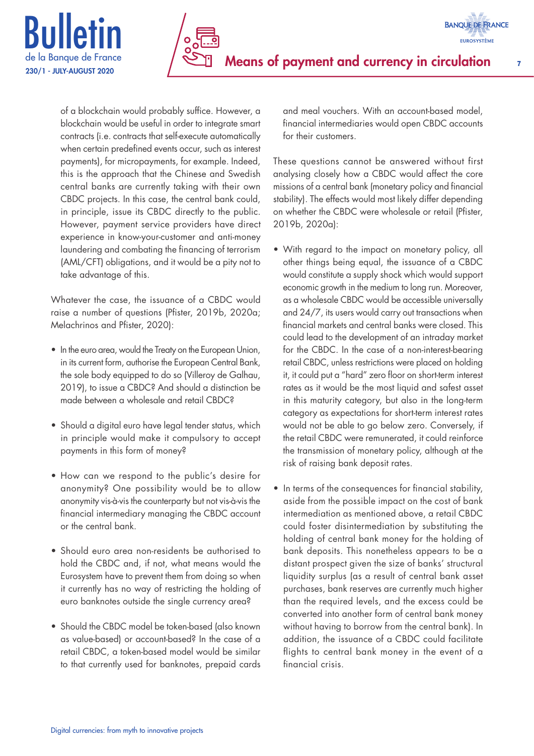of a blockchain would probably suffice. However, a blockchain would be useful in order to integrate smart contracts (i.e. contracts that self-execute automatically when certain predefined events occur, such as interest payments), for micropayments, for example. Indeed, this is the approach that the Chinese and Swedish central banks are currently taking with their own CBDC projects. In this case, the central bank could, in principle, issue its CBDC directly to the public. However, payment service providers have direct experience in know-your-customer and anti-money laundering and combating the financing of terrorism (AML/CFT) obligations, and it would be a pity not to take advantage of this.

Whatever the case, the issuance of a CBDC would raise a number of questions (Pfister, 2019b, 2020a; Melachrinos and Pfister, 2020):

- In the euro area, would the Treaty on the European Union, in its current form, authorise the European Central Bank, the sole body equipped to do so (Villeroy de Galhau, 2019), to issue a CBDC? And should a distinction be made between a wholesale and retail CBDC?
- Should a digital euro have legal tender status, which in principle would make it compulsory to accept payments in this form of money?
- How can we respond to the public's desire for anonymity? One possibility would be to allow anonymity vis-à-vis the counterparty but not vis-à-vis the financial intermediary managing the CBDC account or the central bank.
- Should euro area non-residents be authorised to hold the CBDC and, if not, what means would the Eurosystem have to prevent them from doing so when it currently has no way of restricting the holding of euro banknotes outside the single currency area?
- Should the CBDC model be token-based (also known as value-based) or account-based? In the case of a retail CBDC, a token-based model would be similar to that currently used for banknotes, prepaid cards and meal vouchers. With an account-based model, financial intermediaries would open CBDC accounts for their customers.

These questions cannot be answered without first analysing closely how a CBDC would affect the core missions of a central bank (monetary policy and financial stability). The effects would most likely differ depending on whether the CBDC were wholesale or retail (Pfister, 2019b, 2020a):

- With regard to the impact on monetary policy, all other things being equal, the issuance of a CBDC would constitute a supply shock which would support economic growth in the medium to long run. Moreover, as a wholesale CBDC would be accessible universally and 24/7, its users would carry out transactions when financial markets and central banks were closed. This could lead to the development of an intraday market for the CBDC. In the case of a non-interest-bearing retail CBDC, unless restrictions were placed on holding it, it could put a "hard" zero floor on short-term interest rates as it would be the most liquid and safest asset in this maturity category, but also in the long-term category as expectations for short-term interest rates would not be able to go below zero. Conversely, if the retail CBDC were remunerated, it could reinforce the transmission of monetary policy, although at the risk of raising bank deposit rates.
- In terms of the consequences for financial stability, aside from the possible impact on the cost of bank intermediation as mentioned above, a retail CBDC could foster disintermediation by substituting the holding of central bank money for the holding of bank deposits. This nonetheless appears to be a distant prospect given the size of banks' structural liquidity surplus (as a result of central bank asset purchases, bank reserves are currently much higher than the required levels, and the excess could be converted into another form of central bank money without having to borrow from the central bank). In addition, the issuance of a CBDC could facilitate flights to central bank money in the event of a financial crisis.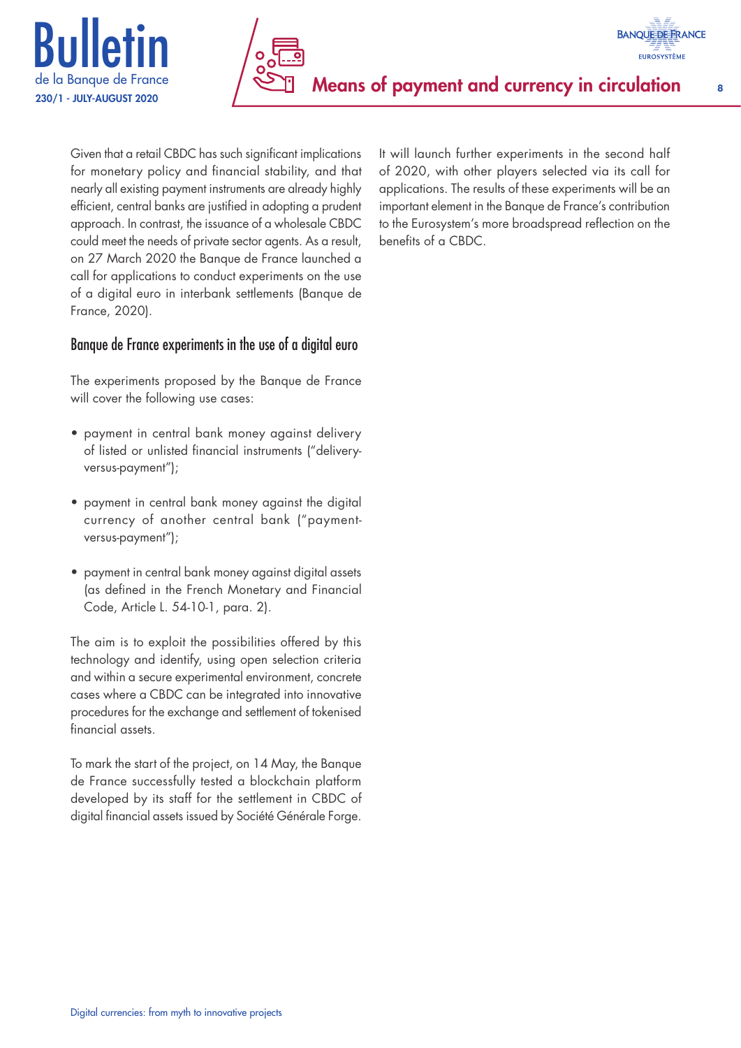Given that a retail CBDC has such significant implications for monetary policy and financial stability, and that nearly all existing payment instruments are already highly efficient, central banks are justified in adopting a prudent approach. In contrast, the issuance of a wholesale CBDC could meet the needs of private sector agents. As a result, on 27 March 2020 the Banque de France launched a call for applications to conduct experiments on the use of a digital euro in interbank settlements (Banque de France, 2020).

## Banque de France experiments in the use of a digital euro

The experiments proposed by the Banque de France will cover the following use cases:

- payment in central bank money against delivery of listed or unlisted financial instruments ("delivery-versus-payment");
- payment in central bank money against the digital currency of another central bank ("payment-versus-payment");
- payment in central bank money against digital assets (as defined in the French Monetary and Financial Code, Article L. 54-10-1, para. 2).

The aim is to exploit the possibilities offered by this technology and identify, using open selection criteria and within a secure experimental environment, concrete cases where a CBDC can be integrated into innovative procedures for the exchange and settlement of tokenised financial assets.

To mark the start of the project, on 14 May, the Banque de France successfully tested a blockchain platform developed by its staff for the settlement in CBDC of digital financial assets issued by Société Générale Forge. It will launch further experiments in the second half of 2020, with other players selected via its call for applications. The results of these experiments will be an important element in the Banque de France's contribution to the Eurosystem's more broadspread reflection on the benefits of a CBDC.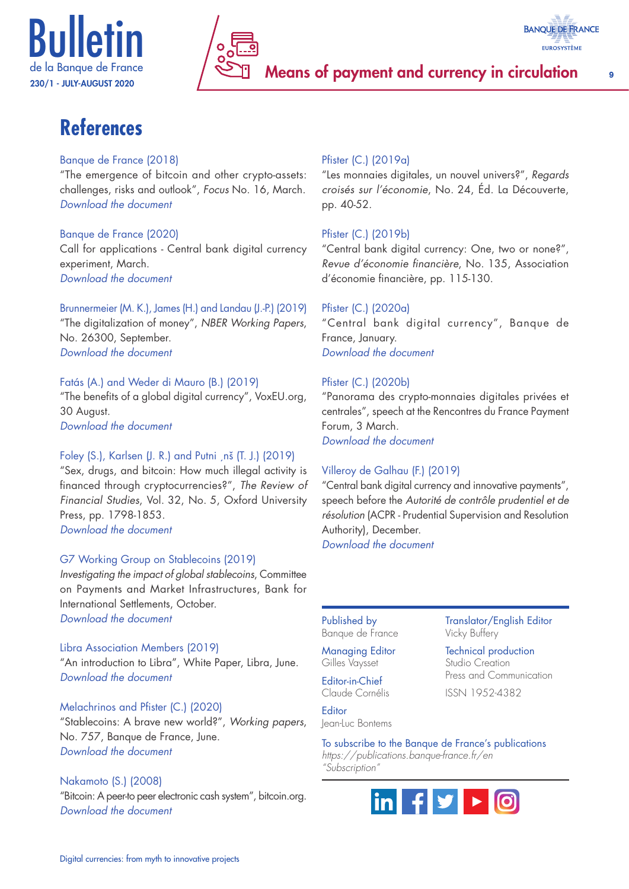# References

Banque de France (2018)
"The emergence of bitcoin and other crypto-assets: challenges, risks and outlook", *Focus* No. 16, March.
*Download the document*

Banque de France (2020)
Call for applications - Central bank digital currency experiment, March.
*Download the document*

Brunnermeier (M. K.), James (H.) and Landau (J.-P.) (2019)
"The digitalization of money", *NBER Working Papers*, No. 26300, September.
*Download the document*

Fatás (A.) and Weder di Mauro (B.) (2019)
"The benefits of a global digital currency", VoxEU.org, 30 August.
*Download the document*

Foley (S.), Karlsen (J. R.) and Putni ‚nš (T. J.) (2019)
"Sex, drugs, and bitcoin: How much illegal activity is financed through cryptocurrencies?", *The Review of Financial Studies*, Vol. 32, No. 5, Oxford University Press, pp. 1798-1853.
*Download the document*

G7 Working Group on Stablecoins (2019)
*Investigating the impact of global stablecoins*, Committee on Payments and Market Infrastructures, Bank for International Settlements, October.
*Download the document*

Libra Association Members (2019)
"An introduction to Libra", White Paper, Libra, June.
*Download the document*

Melachrinos and Pfister (C.) (2020)
"Stablecoins: A brave new world?", *Working papers*, No. 757, Banque de France, June.
*Download the document*

Nakamoto (S.) (2008)
"Bitcoin: A peer-to peer electronic cash system", bitcoin.org.
*Download the document*

Pfister (C.) (2019a)
"Les monnaies digitales, un nouvel univers?", *Regards croisés sur l'économie*, No. 24, Éd. La Découverte, pp. 40-52.

Pfister (C.) (2019b)
"Central bank digital currency: One, two or none?", *Revue d'économie financière*, No. 135, Association d'économie financière, pp. 115-130.

Pfister (C.) (2020a)
"Central bank digital currency", Banque de France, January.
*Download the document*

Pfister (C.) (2020b)
"Panorama des crypto-monnaies digitales privées et centrales", speech at the Rencontres du France Payment Forum, 3 March.
*Download the document*

Villeroy de Galhau (F.) (2019)
"Central bank digital currency and innovative payments", speech before the *Autorité de contrôle prudentiel et de résolution* (ACPR - Prudential Supervision and Resolution Authority), December.
*Download the document*

Published by
Banque de France

Managing Editor
Gilles Vaysset

Editor-in-Chief
Claude Cornélis

Editor
Jean-Luc Bontems

Translator/English Editor
Vicky Buffery

Technical production
Studio Creation
Press and Communication

ISSN 1952-4382

To subscribe to the Banque de France's publications
*https://publications.banque-france.fr/en "Subscription"*